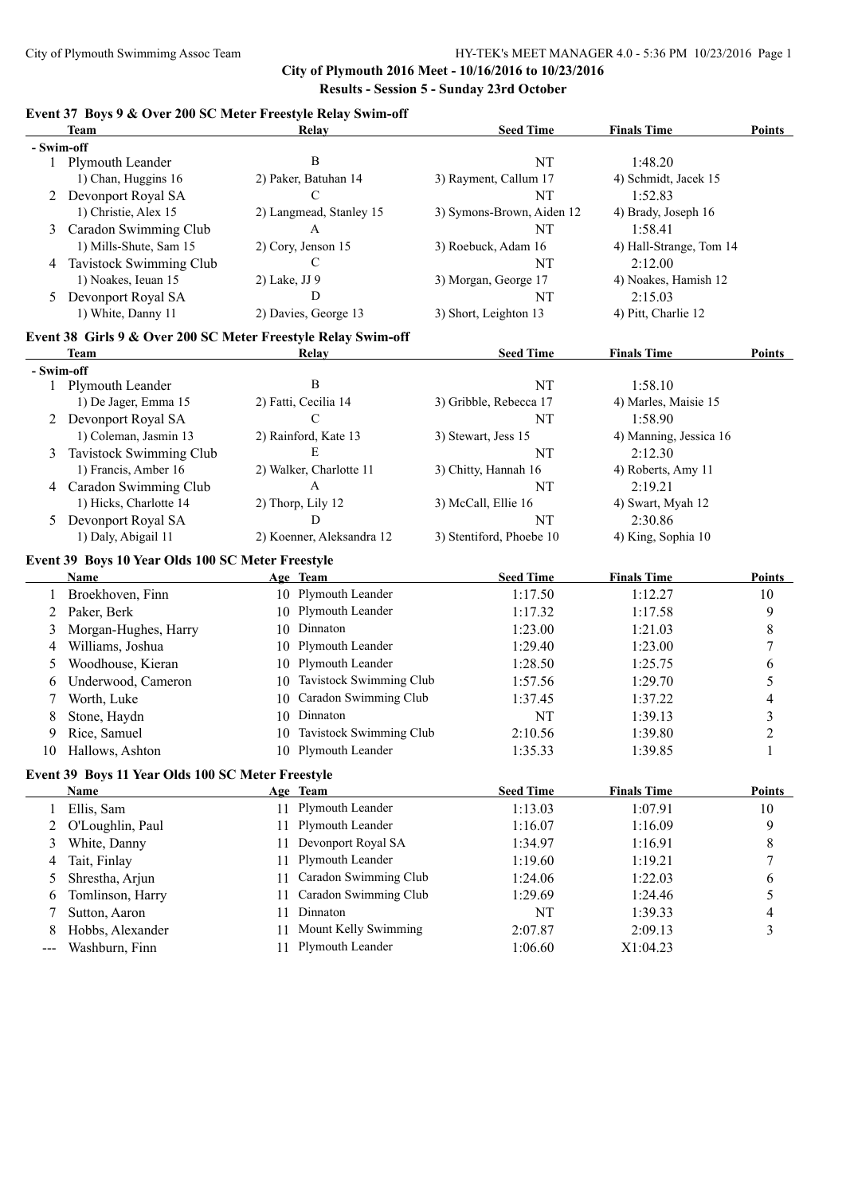## City of Plymouth 2016 Meet - 10/16/2016 to 10/23/2016

### Results - Session 5 - Sunday 23rd October

#### Event 37 Boys 9 & Over 200 SC Meter Freestyle Relay Swim-off

| | Team | Relay | Seed Time | Finals Time | Points |
|---|---|---|---|---|---|
| **- Swim-off** | | | | | |
| 1 | Plymouth Leander | B | NT | 1:48.20 | |
| | 1) Chan, Huggins 16 | 2) Paker, Batuhan 14 | 3) Rayment, Callum 17 | 4) Schmidt, Jacek 15 | |
| 2 | Devonport Royal SA | C | NT | 1:52.83 | |
| | 1) Christie, Alex 15 | 2) Langmead, Stanley 15 | 3) Symons-Brown, Aiden 12 | 4) Brady, Joseph 16 | |
| 3 | Caradon Swimming Club | A | NT | 1:58.41 | |
| | 1) Mills-Shute, Sam 15 | 2) Cory, Jenson 15 | 3) Roebuck, Adam 16 | 4) Hall-Strange, Tom 14 | |
| 4 | Tavistock Swimming Club | C | NT | 2:12.00 | |
| | 1) Noakes, Ieuan 15 | 2) Lake, JJ 9 | 3) Morgan, George 17 | 4) Noakes, Hamish 12 | |
| 5 | Devonport Royal SA | D | NT | 2:15.03 | |
| | 1) White, Danny 11 | 2) Davies, George 13 | 3) Short, Leighton 13 | 4) Pitt, Charlie 12 | |

#### Event 38 Girls 9 & Over 200 SC Meter Freestyle Relay Swim-off

| | Team | Relay | Seed Time | Finals Time | Points |
|---|---|---|---|---|---|
| **- Swim-off** | | | | | |
| 1 | Plymouth Leander | B | NT | 1:58.10 | |
| | 1) De Jager, Emma 15 | 2) Fatti, Cecilia 14 | 3) Gribble, Rebecca 17 | 4) Marles, Maisie 15 | |
| 2 | Devonport Royal SA | C | NT | 1:58.90 | |
| | 1) Coleman, Jasmin 13 | 2) Rainford, Kate 13 | 3) Stewart, Jess 15 | 4) Manning, Jessica 16 | |
| 3 | Tavistock Swimming Club | E | NT | 2:12.30 | |
| | 1) Francis, Amber 16 | 2) Walker, Charlotte 11 | 3) Chitty, Hannah 16 | 4) Roberts, Amy 11 | |
| 4 | Caradon Swimming Club | A | NT | 2:19.21 | |
| | 1) Hicks, Charlotte 14 | 2) Thorp, Lily 12 | 3) McCall, Ellie 16 | 4) Swart, Myah 12 | |
| 5 | Devonport Royal SA | D | NT | 2:30.86 | |
| | 1) Daly, Abigail 11 | 2) Koenner, Aleksandra 12 | 3) Stentiford, Phoebe 10 | 4) King, Sophia 10 | |

#### Event 39 Boys 10 Year Olds 100 SC Meter Freestyle

| | Name | Age | Team | Seed Time | Finals Time | Points |
|---|---|---|---|---|---|---|
| 1 | Broekhoven, Finn | 10 | Plymouth Leander | 1:17.50 | 1:12.27 | 10 |
| 2 | Paker, Berk | 10 | Plymouth Leander | 1:17.32 | 1:17.58 | 9 |
| 3 | Morgan-Hughes, Harry | 10 | Dinnaton | 1:23.00 | 1:21.03 | 8 |
| 4 | Williams, Joshua | 10 | Plymouth Leander | 1:29.40 | 1:23.00 | 7 |
| 5 | Woodhouse, Kieran | 10 | Plymouth Leander | 1:28.50 | 1:25.75 | 6 |
| 6 | Underwood, Cameron | 10 | Tavistock Swimming Club | 1:57.56 | 1:29.70 | 5 |
| 7 | Worth, Luke | 10 | Caradon Swimming Club | 1:37.45 | 1:37.22 | 4 |
| 8 | Stone, Haydn | 10 | Dinnaton | NT | 1:39.13 | 3 |
| 9 | Rice, Samuel | 10 | Tavistock Swimming Club | 2:10.56 | 1:39.80 | 2 |
| 10 | Hallows, Ashton | 10 | Plymouth Leander | 1:35.33 | 1:39.85 | 1 |

#### Event 39 Boys 11 Year Olds 100 SC Meter Freestyle

| | Name | Age | Team | Seed Time | Finals Time | Points |
|---|---|---|---|---|---|---|
| 1 | Ellis, Sam | 11 | Plymouth Leander | 1:13.03 | 1:07.91 | 10 |
| 2 | O'Loughlin, Paul | 11 | Plymouth Leander | 1:16.07 | 1:16.09 | 9 |
| 3 | White, Danny | 11 | Devonport Royal SA | 1:34.97 | 1:16.91 | 8 |
| 4 | Tait, Finlay | 11 | Plymouth Leander | 1:19.60 | 1:19.21 | 7 |
| 5 | Shrestha, Arjun | 11 | Caradon Swimming Club | 1:24.06 | 1:22.03 | 6 |
| 6 | Tomlinson, Harry | 11 | Caradon Swimming Club | 1:29.69 | 1:24.46 | 5 |
| 7 | Sutton, Aaron | 11 | Dinnaton | NT | 1:39.33 | 4 |
| 8 | Hobbs, Alexander | 11 | Mount Kelly Swimming | 2:07.87 | 2:09.13 | 3 |
| --- | Washburn, Finn | 11 | Plymouth Leander | 1:06.60 | X1:04.23 | |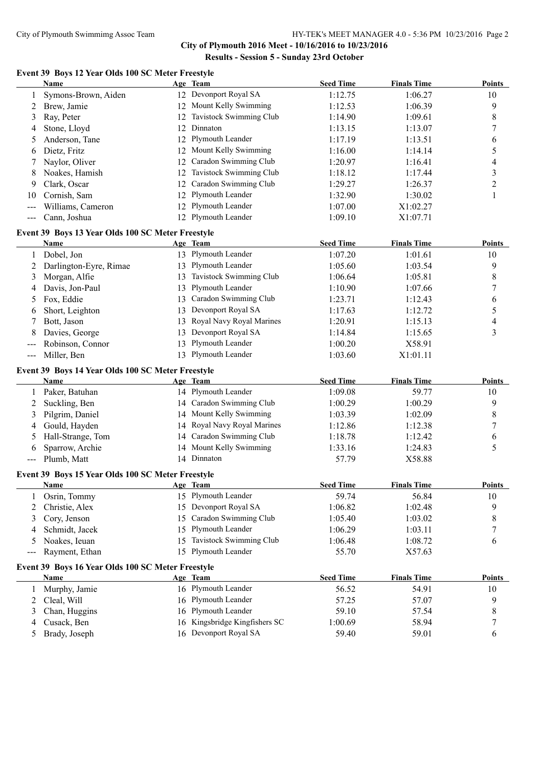**City of Plymouth 2016 Meet - 10/16/2016 to 10/23/2016**

**Results - Session 5 - Sunday 23rd October**

### Event 39 Boys 12 Year Olds 100 SC Meter Freestyle

| | Name | Age | Team | Seed Time | Finals Time | Points |
|---|---|---|---|---|---|---|
| 1 | Symons-Brown, Aiden | 12 | Devonport Royal SA | 1:12.75 | 1:06.27 | 10 |
| 2 | Brew, Jamie | 12 | Mount Kelly Swimming | 1:12.53 | 1:06.39 | 9 |
| 3 | Ray, Peter | 12 | Tavistock Swimming Club | 1:14.90 | 1:09.61 | 8 |
| 4 | Stone, Lloyd | 12 | Dinnaton | 1:13.15 | 1:13.07 | 7 |
| 5 | Anderson, Tane | 12 | Plymouth Leander | 1:17.19 | 1:13.51 | 6 |
| 6 | Dietz, Fritz | 12 | Mount Kelly Swimming | 1:16.00 | 1:14.14 | 5 |
| 7 | Naylor, Oliver | 12 | Caradon Swimming Club | 1:20.97 | 1:16.41 | 4 |
| 8 | Noakes, Hamish | 12 | Tavistock Swimming Club | 1:18.12 | 1:17.44 | 3 |
| 9 | Clark, Oscar | 12 | Caradon Swimming Club | 1:29.27 | 1:26.37 | 2 |
| 10 | Cornish, Sam | 12 | Plymouth Leander | 1:32.90 | 1:30.02 | 1 |
| --- | Williams, Cameron | 12 | Plymouth Leander | 1:07.00 | X1:02.27 | |
| --- | Cann, Joshua | 12 | Plymouth Leander | 1:09.10 | X1:07.71 | |

### Event 39 Boys 13 Year Olds 100 SC Meter Freestyle

| | Name | Age | Team | Seed Time | Finals Time | Points |
|---|---|---|---|---|---|---|
| 1 | Dobel, Jon | 13 | Plymouth Leander | 1:07.20 | 1:01.61 | 10 |
| 2 | Darlington-Eyre, Rimae | 13 | Plymouth Leander | 1:05.60 | 1:03.54 | 9 |
| 3 | Morgan, Alfie | 13 | Tavistock Swimming Club | 1:06.64 | 1:05.81 | 8 |
| 4 | Davis, Jon-Paul | 13 | Plymouth Leander | 1:10.90 | 1:07.66 | 7 |
| 5 | Fox, Eddie | 13 | Caradon Swimming Club | 1:23.71 | 1:12.43 | 6 |
| 6 | Short, Leighton | 13 | Devonport Royal SA | 1:17.63 | 1:12.72 | 5 |
| 7 | Bott, Jason | 13 | Royal Navy Royal Marines | 1:20.91 | 1:15.13 | 4 |
| 8 | Davies, George | 13 | Devonport Royal SA | 1:14.84 | 1:15.65 | 3 |
| --- | Robinson, Connor | 13 | Plymouth Leander | 1:00.20 | X58.91 | |
| --- | Miller, Ben | 13 | Plymouth Leander | 1:03.60 | X1:01.11 | |

### Event 39 Boys 14 Year Olds 100 SC Meter Freestyle

| | Name | Age | Team | Seed Time | Finals Time | Points |
|---|---|---|---|---|---|---|
| 1 | Paker, Batuhan | 14 | Plymouth Leander | 1:09.08 | 59.77 | 10 |
| 2 | Suckling, Ben | 14 | Caradon Swimming Club | 1:00.29 | 1:00.29 | 9 |
| 3 | Pilgrim, Daniel | 14 | Mount Kelly Swimming | 1:03.39 | 1:02.09 | 8 |
| 4 | Gould, Hayden | 14 | Royal Navy Royal Marines | 1:12.86 | 1:12.38 | 7 |
| 5 | Hall-Strange, Tom | 14 | Caradon Swimming Club | 1:18.78 | 1:12.42 | 6 |
| 6 | Sparrow, Archie | 14 | Mount Kelly Swimming | 1:33.16 | 1:24.83 | 5 |
| --- | Plumb, Matt | 14 | Dinnaton | 57.79 | X58.88 | |

### Event 39 Boys 15 Year Olds 100 SC Meter Freestyle

| | Name | Age | Team | Seed Time | Finals Time | Points |
|---|---|---|---|---|---|---|
| 1 | Osrin, Tommy | 15 | Plymouth Leander | 59.74 | 56.84 | 10 |
| 2 | Christie, Alex | 15 | Devonport Royal SA | 1:06.82 | 1:02.48 | 9 |
| 3 | Cory, Jenson | 15 | Caradon Swimming Club | 1:05.40 | 1:03.02 | 8 |
| 4 | Schmidt, Jacek | 15 | Plymouth Leander | 1:06.29 | 1:03.11 | 7 |
| 5 | Noakes, Ieuan | 15 | Tavistock Swimming Club | 1:06.48 | 1:08.72 | 6 |
| --- | Rayment, Ethan | 15 | Plymouth Leander | 55.70 | X57.63 | |

### Event 39 Boys 16 Year Olds 100 SC Meter Freestyle

| | Name | Age | Team | Seed Time | Finals Time | Points |
|---|---|---|---|---|---|---|
| 1 | Murphy, Jamie | 16 | Plymouth Leander | 56.52 | 54.91 | 10 |
| 2 | Cleal, Will | 16 | Plymouth Leander | 57.25 | 57.07 | 9 |
| 3 | Chan, Huggins | 16 | Plymouth Leander | 59.10 | 57.54 | 8 |
| 4 | Cusack, Ben | 16 | Kingsbridge Kingfishers SC | 1:00.69 | 58.94 | 7 |
| 5 | Brady, Joseph | 16 | Devonport Royal SA | 59.40 | 59.01 | 6 |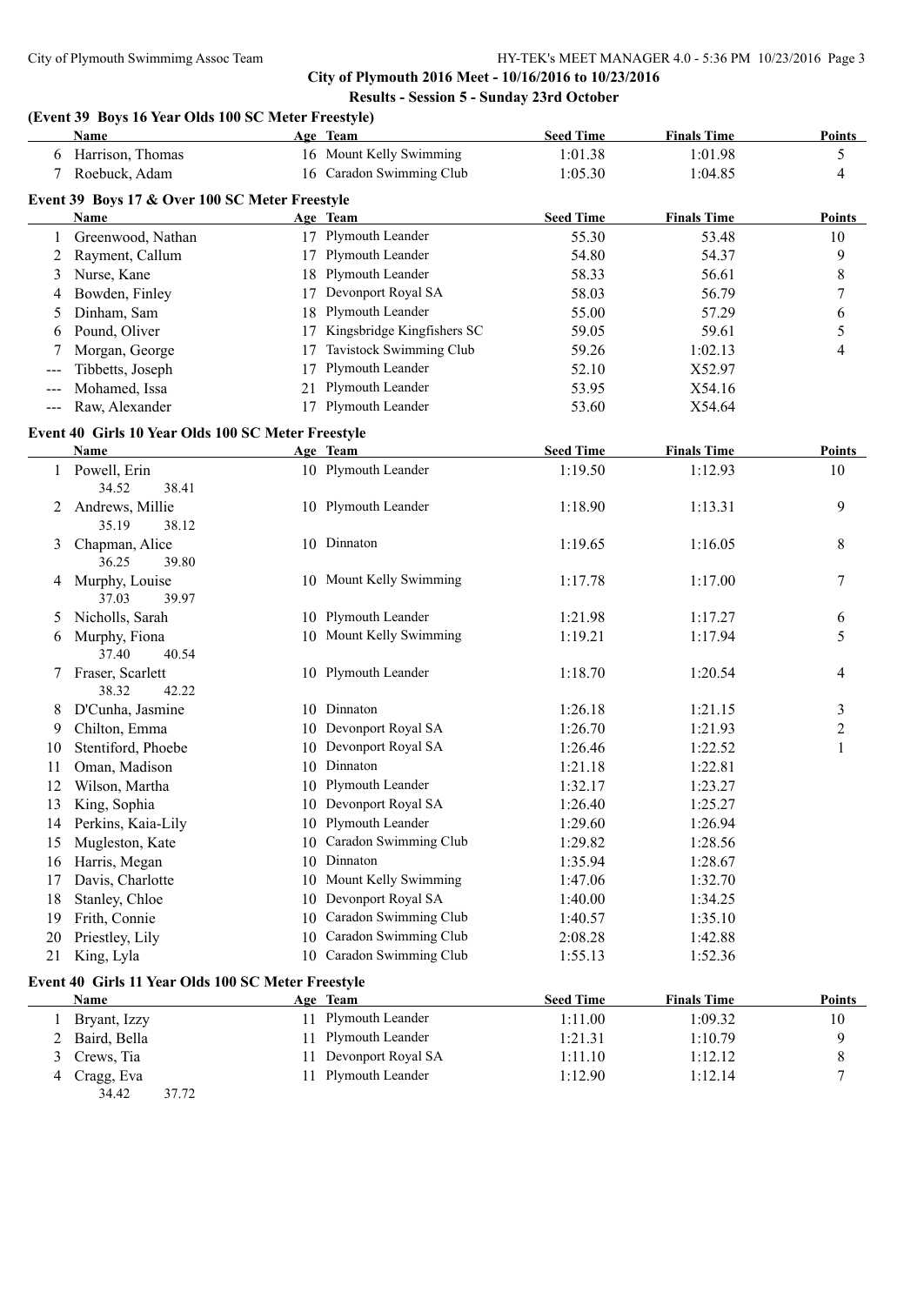## City of Plymouth 2016 Meet - 10/16/2016 to 10/23/2016

### Results - Session 5 - Sunday 23rd October

#### (Event 39 Boys 16 Year Olds 100 SC Meter Freestyle)

| | Name | Age | Team | Seed Time | Finals Time | Points |
|---|---|---|---|---|---|---|
| 6 | Harrison, Thomas | 16 | Mount Kelly Swimming | 1:01.38 | 1:01.98 | 5 |
| 7 | Roebuck, Adam | 16 | Caradon Swimming Club | 1:05.30 | 1:04.85 | 4 |

#### Event 39 Boys 17 & Over 100 SC Meter Freestyle

| | Name | Age | Team | Seed Time | Finals Time | Points |
|---|---|---|---|---|---|---|
| 1 | Greenwood, Nathan | 17 | Plymouth Leander | 55.30 | 53.48 | 10 |
| 2 | Rayment, Callum | 17 | Plymouth Leander | 54.80 | 54.37 | 9 |
| 3 | Nurse, Kane | 18 | Plymouth Leander | 58.33 | 56.61 | 8 |
| 4 | Bowden, Finley | 17 | Devonport Royal SA | 58.03 | 56.79 | 7 |
| 5 | Dinham, Sam | 18 | Plymouth Leander | 55.00 | 57.29 | 6 |
| 6 | Pound, Oliver | 17 | Kingsbridge Kingfishers SC | 59.05 | 59.61 | 5 |
| 7 | Morgan, George | 17 | Tavistock Swimming Club | 59.26 | 1:02.13 | 4 |
| --- | Tibbetts, Joseph | 17 | Plymouth Leander | 52.10 | X52.97 | |
| --- | Mohamed, Issa | 21 | Plymouth Leander | 53.95 | X54.16 | |
| --- | Raw, Alexander | 17 | Plymouth Leander | 53.60 | X54.64 | |

#### Event 40 Girls 10 Year Olds 100 SC Meter Freestyle

| | Name | Age | Team | Seed Time | Finals Time | Points |
|---|---|---|---|---|---|---|
| 1 | Powell, Erin | 10 | Plymouth Leander | 1:19.50 | 1:12.93 | 10 |
| | 34.52 38.41 | | | | | |
| 2 | Andrews, Millie | 10 | Plymouth Leander | 1:18.90 | 1:13.31 | 9 |
| | 35.19 38.12 | | | | | |
| 3 | Chapman, Alice | 10 | Dinnaton | 1:19.65 | 1:16.05 | 8 |
| | 36.25 39.80 | | | | | |
| 4 | Murphy, Louise | 10 | Mount Kelly Swimming | 1:17.78 | 1:17.00 | 7 |
| | 37.03 39.97 | | | | | |
| 5 | Nicholls, Sarah | 10 | Plymouth Leander | 1:21.98 | 1:17.27 | 6 |
| 6 | Murphy, Fiona | 10 | Mount Kelly Swimming | 1:19.21 | 1:17.94 | 5 |
| | 37.40 40.54 | | | | | |
| 7 | Fraser, Scarlett | 10 | Plymouth Leander | 1:18.70 | 1:20.54 | 4 |
| | 38.32 42.22 | | | | | |
| 8 | D'Cunha, Jasmine | 10 | Dinnaton | 1:26.18 | 1:21.15 | 3 |
| 9 | Chilton, Emma | 10 | Devonport Royal SA | 1:26.70 | 1:21.93 | 2 |
| 10 | Stentiford, Phoebe | 10 | Devonport Royal SA | 1:26.46 | 1:22.52 | 1 |
| 11 | Oman, Madison | 10 | Dinnaton | 1:21.18 | 1:22.81 | |
| 12 | Wilson, Martha | 10 | Plymouth Leander | 1:32.17 | 1:23.27 | |
| 13 | King, Sophia | 10 | Devonport Royal SA | 1:26.40 | 1:25.27 | |
| 14 | Perkins, Kaia-Lily | 10 | Plymouth Leander | 1:29.60 | 1:26.94 | |
| 15 | Mugleston, Kate | 10 | Caradon Swimming Club | 1:29.82 | 1:28.56 | |
| 16 | Harris, Megan | 10 | Dinnaton | 1:35.94 | 1:28.67 | |
| 17 | Davis, Charlotte | 10 | Mount Kelly Swimming | 1:47.06 | 1:32.70 | |
| 18 | Stanley, Chloe | 10 | Devonport Royal SA | 1:40.00 | 1:34.25 | |
| 19 | Frith, Connie | 10 | Caradon Swimming Club | 1:40.57 | 1:35.10 | |
| 20 | Priestley, Lily | 10 | Caradon Swimming Club | 2:08.28 | 1:42.88 | |
| 21 | King, Lyla | 10 | Caradon Swimming Club | 1:55.13 | 1:52.36 | |

#### Event 40 Girls 11 Year Olds 100 SC Meter Freestyle

| | Name | Age | Team | Seed Time | Finals Time | Points |
|---|---|---|---|---|---|---|
| 1 | Bryant, Izzy | 11 | Plymouth Leander | 1:11.00 | 1:09.32 | 10 |
| 2 | Baird, Bella | 11 | Plymouth Leander | 1:21.31 | 1:10.79 | 9 |
| 3 | Crews, Tia | 11 | Devonport Royal SA | 1:11.10 | 1:12.12 | 8 |
| 4 | Cragg, Eva | 11 | Plymouth Leander | 1:12.90 | 1:12.14 | 7 |
| | 34.42 37.72 | | | | | |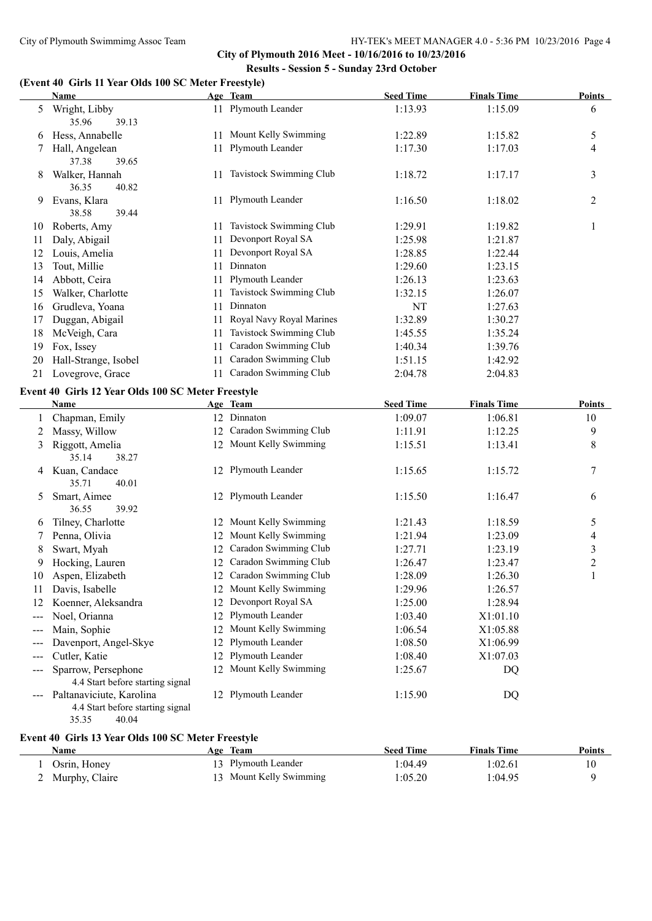## City of Plymouth 2016 Meet - 10/16/2016 to 10/23/2016

### Results - Session 5 - Sunday 23rd October

**(Event 40 Girls 11 Year Olds 100 SC Meter Freestyle)**

| | Name | Age | Team | Seed Time | Finals Time | Points |
|---|---|---|---|---|---|---|
| 5 | Wright, Libby | 11 | Plymouth Leander | 1:13.93 | 1:15.09 | 6 |
| | 35.96 39.13 | | | | | |
| 6 | Hess, Annabelle | 11 | Mount Kelly Swimming | 1:22.89 | 1:15.82 | 5 |
| 7 | Hall, Angelean | 11 | Plymouth Leander | 1:17.30 | 1:17.03 | 4 |
| | 37.38 39.65 | | | | | |
| 8 | Walker, Hannah | 11 | Tavistock Swimming Club | 1:18.72 | 1:17.17 | 3 |
| | 36.35 40.82 | | | | | |
| 9 | Evans, Klara | 11 | Plymouth Leander | 1:16.50 | 1:18.02 | 2 |
| | 38.58 39.44 | | | | | |
| 10 | Roberts, Amy | 11 | Tavistock Swimming Club | 1:29.91 | 1:19.82 | 1 |
| 11 | Daly, Abigail | 11 | Devonport Royal SA | 1:25.98 | 1:21.87 | |
| 12 | Louis, Amelia | 11 | Devonport Royal SA | 1:28.85 | 1:22.44 | |
| 13 | Tout, Millie | 11 | Dinnaton | 1:29.60 | 1:23.15 | |
| 14 | Abbott, Ceira | 11 | Plymouth Leander | 1:26.13 | 1:23.63 | |
| 15 | Walker, Charlotte | 11 | Tavistock Swimming Club | 1:32.15 | 1:26.07 | |
| 16 | Grudleva, Yoana | 11 | Dinnaton | NT | 1:27.63 | |
| 17 | Duggan, Abigail | 11 | Royal Navy Royal Marines | 1:32.89 | 1:30.27 | |
| 18 | McVeigh, Cara | 11 | Tavistock Swimming Club | 1:45.55 | 1:35.24 | |
| 19 | Fox, Issey | 11 | Caradon Swimming Club | 1:40.34 | 1:39.76 | |
| 20 | Hall-Strange, Isobel | 11 | Caradon Swimming Club | 1:51.15 | 1:42.92 | |
| 21 | Lovegrove, Grace | 11 | Caradon Swimming Club | 2:04.78 | 2:04.83 | |

**Event 40 Girls 12 Year Olds 100 SC Meter Freestyle**

| | Name | Age | Team | Seed Time | Finals Time | Points |
|---|---|---|---|---|---|---|
| 1 | Chapman, Emily | 12 | Dinnaton | 1:09.07 | 1:06.81 | 10 |
| 2 | Massy, Willow | 12 | Caradon Swimming Club | 1:11.91 | 1:12.25 | 9 |
| 3 | Riggott, Amelia | 12 | Mount Kelly Swimming | 1:15.51 | 1:13.41 | 8 |
| | 35.14 38.27 | | | | | |
| 4 | Kuan, Candace | 12 | Plymouth Leander | 1:15.65 | 1:15.72 | 7 |
| | 35.71 40.01 | | | | | |
| 5 | Smart, Aimee | 12 | Plymouth Leander | 1:15.50 | 1:16.47 | 6 |
| | 36.55 39.92 | | | | | |
| 6 | Tilney, Charlotte | 12 | Mount Kelly Swimming | 1:21.43 | 1:18.59 | 5 |
| 7 | Penna, Olivia | 12 | Mount Kelly Swimming | 1:21.94 | 1:23.09 | 4 |
| 8 | Swart, Myah | 12 | Caradon Swimming Club | 1:27.71 | 1:23.19 | 3 |
| 9 | Hocking, Lauren | 12 | Caradon Swimming Club | 1:26.47 | 1:23.47 | 2 |
| 10 | Aspen, Elizabeth | 12 | Caradon Swimming Club | 1:28.09 | 1:26.30 | 1 |
| 11 | Davis, Isabelle | 12 | Mount Kelly Swimming | 1:29.96 | 1:26.57 | |
| 12 | Koenner, Aleksandra | 12 | Devonport Royal SA | 1:25.00 | 1:28.94 | |
| --- | Noel, Orianna | 12 | Plymouth Leander | 1:03.40 | X1:01.10 | |
| --- | Main, Sophie | 12 | Mount Kelly Swimming | 1:06.54 | X1:05.88 | |
| --- | Davenport, Angel-Skye | 12 | Plymouth Leander | 1:08.50 | X1:06.99 | |
| --- | Cutler, Katie | 12 | Plymouth Leander | 1:08.40 | X1:07.03 | |
| --- | Sparrow, Persephone | 12 | Mount Kelly Swimming | 1:25.67 | DQ | |
| | 4.4 Start before starting signal | | | | | |
| --- | Paltanaviciute, Karolina | 12 | Plymouth Leander | 1:15.90 | DQ | |
| | 4.4 Start before starting signal | | | | | |
| | 35.35 40.04 | | | | | |

**Event 40 Girls 13 Year Olds 100 SC Meter Freestyle**

| | Name | Age | Team | Seed Time | Finals Time | Points |
|---|---|---|---|---|---|---|
| 1 | Osrin, Honey | 13 | Plymouth Leander | 1:04.49 | 1:02.61 | 10 |
| 2 | Murphy, Claire | 13 | Mount Kelly Swimming | 1:05.20 | 1:04.95 | 9 |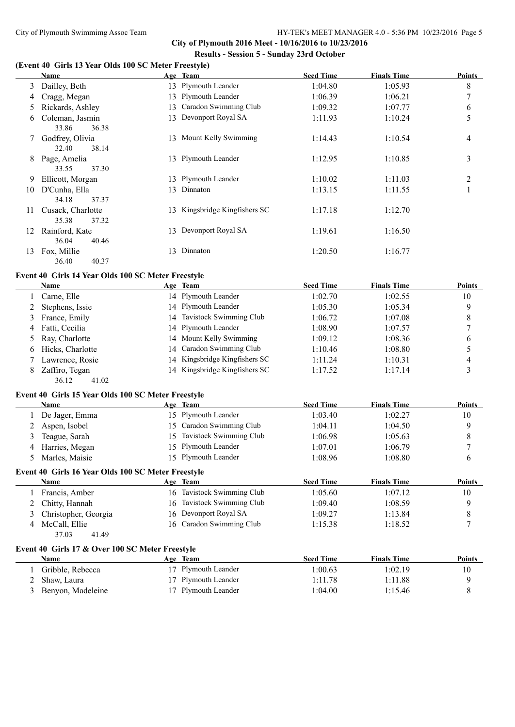## City of Plymouth 2016 Meet - 10/16/2016 to 10/23/2016

### Results - Session 5 - Sunday 23rd October

#### (Event 40 Girls 13 Year Olds 100 SC Meter Freestyle)

| | Name | Age | Team | Seed Time | Finals Time | Points |
|---|---|---|---|---|---|---|
| 3 | Dailley, Beth | 13 | Plymouth Leander | 1:04.80 | 1:05.93 | 8 |
| 4 | Cragg, Megan | 13 | Plymouth Leander | 1:06.39 | 1:06.21 | 7 |
| 5 | Rickards, Ashley | 13 | Caradon Swimming Club | 1:09.32 | 1:07.77 | 6 |
| 6 | Coleman, Jasmin | 13 | Devonport Royal SA | 1:11.93 | 1:10.24 | 5 |
| | 33.86 36.38 | | | | | |
| 7 | Godfrey, Olivia | 13 | Mount Kelly Swimming | 1:14.43 | 1:10.54 | 4 |
| | 32.40 38.14 | | | | | |
| 8 | Page, Amelia | 13 | Plymouth Leander | 1:12.95 | 1:10.85 | 3 |
| | 33.55 37.30 | | | | | |
| 9 | Ellicott, Morgan | 13 | Plymouth Leander | 1:10.02 | 1:11.03 | 2 |
| 10 | D'Cunha, Ella | 13 | Dinnaton | 1:13.15 | 1:11.55 | 1 |
| | 34.18 37.37 | | | | | |
| 11 | Cusack, Charlotte | 13 | Kingsbridge Kingfishers SC | 1:17.18 | 1:12.70 | |
| | 35.38 37.32 | | | | | |
| 12 | Rainford, Kate | 13 | Devonport Royal SA | 1:19.61 | 1:16.50 | |
| | 36.04 40.46 | | | | | |
| 13 | Fox, Millie | 13 | Dinnaton | 1:20.50 | 1:16.77 | |
| | 36.40 40.37 | | | | | |

#### Event 40 Girls 14 Year Olds 100 SC Meter Freestyle

| | Name | Age | Team | Seed Time | Finals Time | Points |
|---|---|---|---|---|---|---|
| 1 | Carne, Elle | 14 | Plymouth Leander | 1:02.70 | 1:02.55 | 10 |
| 2 | Stephens, Issie | 14 | Plymouth Leander | 1:05.30 | 1:05.34 | 9 |
| 3 | France, Emily | 14 | Tavistock Swimming Club | 1:06.72 | 1:07.08 | 8 |
| 4 | Fatti, Cecilia | 14 | Plymouth Leander | 1:08.90 | 1:07.57 | 7 |
| 5 | Ray, Charlotte | 14 | Mount Kelly Swimming | 1:09.12 | 1:08.36 | 6 |
| 6 | Hicks, Charlotte | 14 | Caradon Swimming Club | 1:10.46 | 1:08.80 | 5 |
| 7 | Lawrence, Rosie | 14 | Kingsbridge Kingfishers SC | 1:11.24 | 1:10.31 | 4 |
| 8 | Zaffiro, Tegan | 14 | Kingsbridge Kingfishers SC | 1:17.52 | 1:17.14 | 3 |
| | 36.12 41.02 | | | | | |

#### Event 40 Girls 15 Year Olds 100 SC Meter Freestyle

| | Name | Age | Team | Seed Time | Finals Time | Points |
|---|---|---|---|---|---|---|
| 1 | De Jager, Emma | 15 | Plymouth Leander | 1:03.40 | 1:02.27 | 10 |
| 2 | Aspen, Isobel | 15 | Caradon Swimming Club | 1:04.11 | 1:04.50 | 9 |
| 3 | Teague, Sarah | 15 | Tavistock Swimming Club | 1:06.98 | 1:05.63 | 8 |
| 4 | Harries, Megan | 15 | Plymouth Leander | 1:07.01 | 1:06.79 | 7 |
| 5 | Marles, Maisie | 15 | Plymouth Leander | 1:08.96 | 1:08.80 | 6 |

#### Event 40 Girls 16 Year Olds 100 SC Meter Freestyle

| | Name | Age | Team | Seed Time | Finals Time | Points |
|---|---|---|---|---|---|---|
| 1 | Francis, Amber | 16 | Tavistock Swimming Club | 1:05.60 | 1:07.12 | 10 |
| 2 | Chitty, Hannah | 16 | Tavistock Swimming Club | 1:09.40 | 1:08.59 | 9 |
| 3 | Christopher, Georgia | 16 | Devonport Royal SA | 1:09.27 | 1:13.84 | 8 |
| 4 | McCall, Ellie | 16 | Caradon Swimming Club | 1:15.38 | 1:18.52 | 7 |
| | 37.03 41.49 | | | | | |

#### Event 40 Girls 17 & Over 100 SC Meter Freestyle

| | Name | Age | Team | Seed Time | Finals Time | Points |
|---|---|---|---|---|---|---|
| 1 | Gribble, Rebecca | 17 | Plymouth Leander | 1:00.63 | 1:02.19 | 10 |
| 2 | Shaw, Laura | 17 | Plymouth Leander | 1:11.78 | 1:11.88 | 9 |
| 3 | Benyon, Madeleine | 17 | Plymouth Leander | 1:04.00 | 1:15.46 | 8 |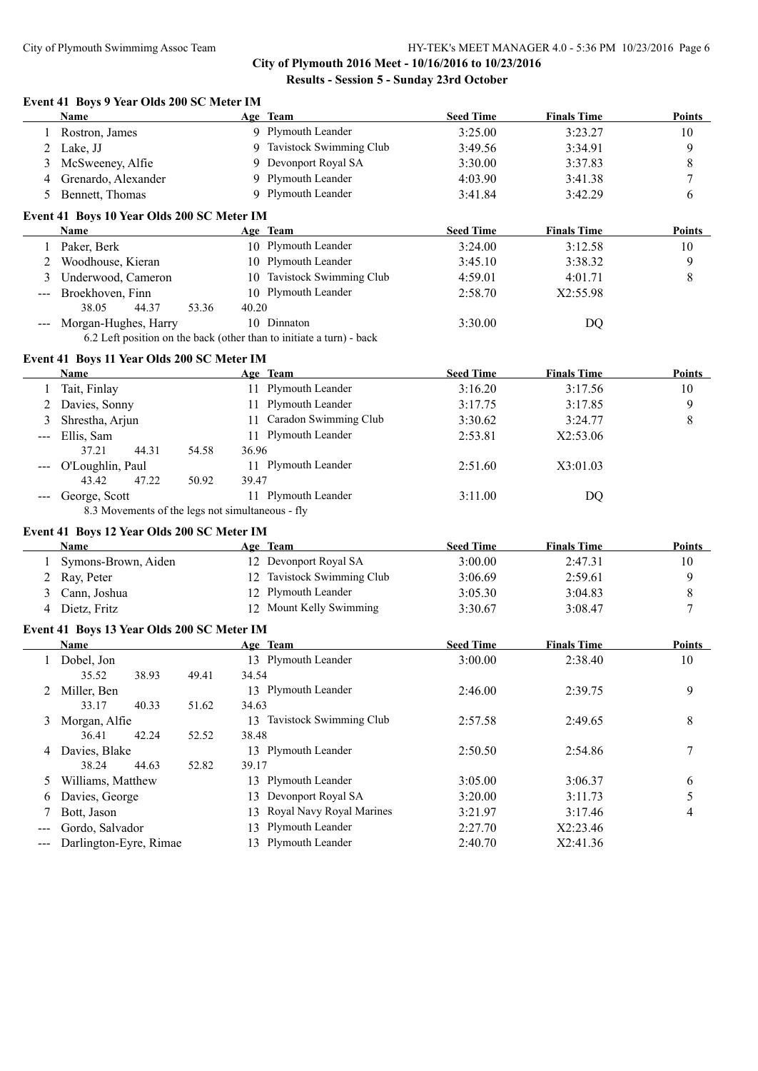City of Plymouth Swimmimg Assoc Team — HY-TEK's MEET MANAGER 4.0 - 5:36 PM 10/23/2016

## City of Plymouth 2016 Meet - 10/16/2016 to 10/23/2016

### Results - Session 5 - Sunday 23rd October

#### Event 41 Boys 9 Year Olds 200 SC Meter IM

| | Name | Age | Team | Seed Time | Finals Time | Points |
|---|---|---|---|---|---|---|
| 1 | Rostron, James | 9 | Plymouth Leander | 3:25.00 | 3:23.27 | 10 |
| 2 | Lake, JJ | 9 | Tavistock Swimming Club | 3:49.56 | 3:34.91 | 9 |
| 3 | McSweeney, Alfie | 9 | Devonport Royal SA | 3:30.00 | 3:37.83 | 8 |
| 4 | Grenardo, Alexander | 9 | Plymouth Leander | 4:03.90 | 3:41.38 | 7 |
| 5 | Bennett, Thomas | 9 | Plymouth Leander | 3:41.84 | 3:42.29 | 6 |

#### Event 41 Boys 10 Year Olds 200 SC Meter IM

| | Name | Age | Team | Seed Time | Finals Time | Points |
|---|---|---|---|---|---|---|
| 1 | Paker, Berk | 10 | Plymouth Leander | 3:24.00 | 3:12.58 | 10 |
| 2 | Woodhouse, Kieran | 10 | Plymouth Leander | 3:45.10 | 3:38.32 | 9 |
| 3 | Underwood, Cameron | 10 | Tavistock Swimming Club | 4:59.01 | 4:01.71 | 8 |
| --- | Broekhoven, Finn | 10 | Plymouth Leander | 2:58.70 | X2:55.98 | |
| | 38.05 44.37 53.36 40.20 | | | | | |
| --- | Morgan-Hughes, Harry | 10 | Dinnaton | 3:30.00 | DQ | |
| | 6.2 Left position on the back (other than to initiate a turn) - back | | | | | |

#### Event 41 Boys 11 Year Olds 200 SC Meter IM

| | Name | Age | Team | Seed Time | Finals Time | Points |
|---|---|---|---|---|---|---|
| 1 | Tait, Finlay | 11 | Plymouth Leander | 3:16.20 | 3:17.56 | 10 |
| 2 | Davies, Sonny | 11 | Plymouth Leander | 3:17.75 | 3:17.85 | 9 |
| 3 | Shrestha, Arjun | 11 | Caradon Swimming Club | 3:30.62 | 3:24.77 | 8 |
| --- | Ellis, Sam | 11 | Plymouth Leander | 2:53.81 | X2:53.06 | |
| | 37.21 44.31 54.58 36.96 | | | | | |
| --- | O'Loughlin, Paul | 11 | Plymouth Leander | 2:51.60 | X3:01.03 | |
| | 43.42 47.22 50.92 39.47 | | | | | |
| --- | George, Scott | 11 | Plymouth Leander | 3:11.00 | DQ | |
| | 8.3 Movements of the legs not simultaneous - fly | | | | | |

#### Event 41 Boys 12 Year Olds 200 SC Meter IM

| | Name | Age | Team | Seed Time | Finals Time | Points |
|---|---|---|---|---|---|---|
| 1 | Symons-Brown, Aiden | 12 | Devonport Royal SA | 3:00.00 | 2:47.31 | 10 |
| 2 | Ray, Peter | 12 | Tavistock Swimming Club | 3:06.69 | 2:59.61 | 9 |
| 3 | Cann, Joshua | 12 | Plymouth Leander | 3:05.30 | 3:04.83 | 8 |
| 4 | Dietz, Fritz | 12 | Mount Kelly Swimming | 3:30.67 | 3:08.47 | 7 |

#### Event 41 Boys 13 Year Olds 200 SC Meter IM

| | Name | Age | Team | Seed Time | Finals Time | Points |
|---|---|---|---|---|---|---|
| 1 | Dobel, Jon | 13 | Plymouth Leander | 3:00.00 | 2:38.40 | 10 |
| | 35.52 38.93 49.41 34.54 | | | | | |
| 2 | Miller, Ben | 13 | Plymouth Leander | 2:46.00 | 2:39.75 | 9 |
| | 33.17 40.33 51.62 34.63 | | | | | |
| 3 | Morgan, Alfie | 13 | Tavistock Swimming Club | 2:57.58 | 2:49.65 | 8 |
| | 36.41 42.24 52.52 38.48 | | | | | |
| 4 | Davies, Blake | 13 | Plymouth Leander | 2:50.50 | 2:54.86 | 7 |
| | 38.24 44.63 52.82 39.17 | | | | | |
| 5 | Williams, Matthew | 13 | Plymouth Leander | 3:05.00 | 3:06.37 | 6 |
| 6 | Davies, George | 13 | Devonport Royal SA | 3:20.00 | 3:11.73 | 5 |
| 7 | Bott, Jason | 13 | Royal Navy Royal Marines | 3:21.97 | 3:17.46 | 4 |
| --- | Gordo, Salvador | 13 | Plymouth Leander | 2:27.70 | X2:23.46 | |
| --- | Darlington-Eyre, Rimae | 13 | Plymouth Leander | 2:40.70 | X2:41.36 | |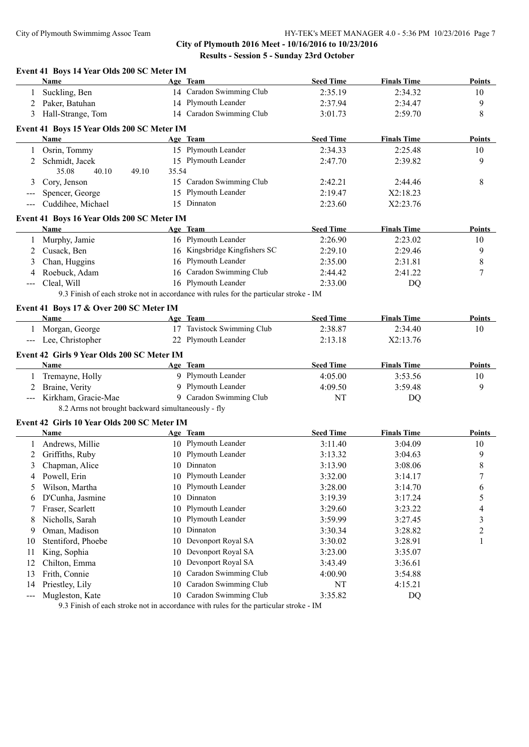City of Plymouth Swimmimg Assoc Team

HY-TEK's MEET MANAGER 4.0 - 5:36 PM 10/23/2016

## City of Plymouth 2016 Meet - 10/16/2016 to 10/23/2016

### Results - Session 5 - Sunday 23rd October

#### Event 41 Boys 14 Year Olds 200 SC Meter IM

| | Name | Age | Team | Seed Time | Finals Time | Points |
|---|---|---|---|---|---|---|
| 1 | Suckling, Ben | 14 | Caradon Swimming Club | 2:35.19 | 2:34.32 | 10 |
| 2 | Paker, Batuhan | 14 | Plymouth Leander | 2:37.94 | 2:34.47 | 9 |
| 3 | Hall-Strange, Tom | 14 | Caradon Swimming Club | 3:01.73 | 2:59.70 | 8 |

#### Event 41 Boys 15 Year Olds 200 SC Meter IM

| | Name | Age | Team | Seed Time | Finals Time | Points |
|---|---|---|---|---|---|---|
| 1 | Osrin, Tommy | 15 | Plymouth Leander | 2:34.33 | 2:25.48 | 10 |
| 2 | Schmidt, Jacek | 15 | Plymouth Leander | 2:47.70 | 2:39.82 | 9 |
| | 35.08 40.10 49.10 35.54 | | | | | |
| 3 | Cory, Jenson | 15 | Caradon Swimming Club | 2:42.21 | 2:44.46 | 8 |
| --- | Spencer, George | 15 | Plymouth Leander | 2:19.47 | X2:18.23 | |
| --- | Cuddihee, Michael | 15 | Dinnaton | 2:23.60 | X2:23.76 | |

#### Event 41 Boys 16 Year Olds 200 SC Meter IM

| | Name | Age | Team | Seed Time | Finals Time | Points |
|---|---|---|---|---|---|---|
| 1 | Murphy, Jamie | 16 | Plymouth Leander | 2:26.90 | 2:23.02 | 10 |
| 2 | Cusack, Ben | 16 | Kingsbridge Kingfishers SC | 2:29.10 | 2:29.46 | 9 |
| 3 | Chan, Huggins | 16 | Plymouth Leander | 2:35.00 | 2:31.81 | 8 |
| 4 | Roebuck, Adam | 16 | Caradon Swimming Club | 2:44.42 | 2:41.22 | 7 |
| --- | Cleal, Will | 16 | Plymouth Leander | 2:33.00 | DQ | |

9.3 Finish of each stroke not in accordance with rules for the particular stroke - IM

#### Event 41 Boys 17 & Over 200 SC Meter IM

| | Name | Age | Team | Seed Time | Finals Time | Points |
|---|---|---|---|---|---|---|
| 1 | Morgan, George | 17 | Tavistock Swimming Club | 2:38.87 | 2:34.40 | 10 |
| --- | Lee, Christopher | 22 | Plymouth Leander | 2:13.18 | X2:13.76 | |

#### Event 42 Girls 9 Year Olds 200 SC Meter IM

| | Name | Age | Team | Seed Time | Finals Time | Points |
|---|---|---|---|---|---|---|
| 1 | Tremayne, Holly | 9 | Plymouth Leander | 4:05.00 | 3:53.56 | 10 |
| 2 | Braine, Verity | 9 | Plymouth Leander | 4:09.50 | 3:59.48 | 9 |
| --- | Kirkham, Gracie-Mae | 9 | Caradon Swimming Club | NT | DQ | |

8.2 Arms not brought backward simultaneously - fly

#### Event 42 Girls 10 Year Olds 200 SC Meter IM

| | Name | Age | Team | Seed Time | Finals Time | Points |
|---|---|---|---|---|---|---|
| 1 | Andrews, Millie | 10 | Plymouth Leander | 3:11.40 | 3:04.09 | 10 |
| 2 | Griffiths, Ruby | 10 | Plymouth Leander | 3:13.32 | 3:04.63 | 9 |
| 3 | Chapman, Alice | 10 | Dinnaton | 3:13.90 | 3:08.06 | 8 |
| 4 | Powell, Erin | 10 | Plymouth Leander | 3:32.00 | 3:14.17 | 7 |
| 5 | Wilson, Martha | 10 | Plymouth Leander | 3:28.00 | 3:14.70 | 6 |
| 6 | D'Cunha, Jasmine | 10 | Dinnaton | 3:19.39 | 3:17.24 | 5 |
| 7 | Fraser, Scarlett | 10 | Plymouth Leander | 3:29.60 | 3:23.22 | 4 |
| 8 | Nicholls, Sarah | 10 | Plymouth Leander | 3:59.99 | 3:27.45 | 3 |
| 9 | Oman, Madison | 10 | Dinnaton | 3:30.34 | 3:28.82 | 2 |
| 10 | Stentiford, Phoebe | 10 | Devonport Royal SA | 3:30.02 | 3:28.91 | 1 |
| 11 | King, Sophia | 10 | Devonport Royal SA | 3:23.00 | 3:35.07 | |
| 12 | Chilton, Emma | 10 | Devonport Royal SA | 3:43.49 | 3:36.61 | |
| 13 | Frith, Connie | 10 | Caradon Swimming Club | 4:00.90 | 3:54.88 | |
| 14 | Priestley, Lily | 10 | Caradon Swimming Club | NT | 4:15.21 | |
| --- | Mugleston, Kate | 10 | Caradon Swimming Club | 3:35.82 | DQ | |

9.3 Finish of each stroke not in accordance with rules for the particular stroke - IM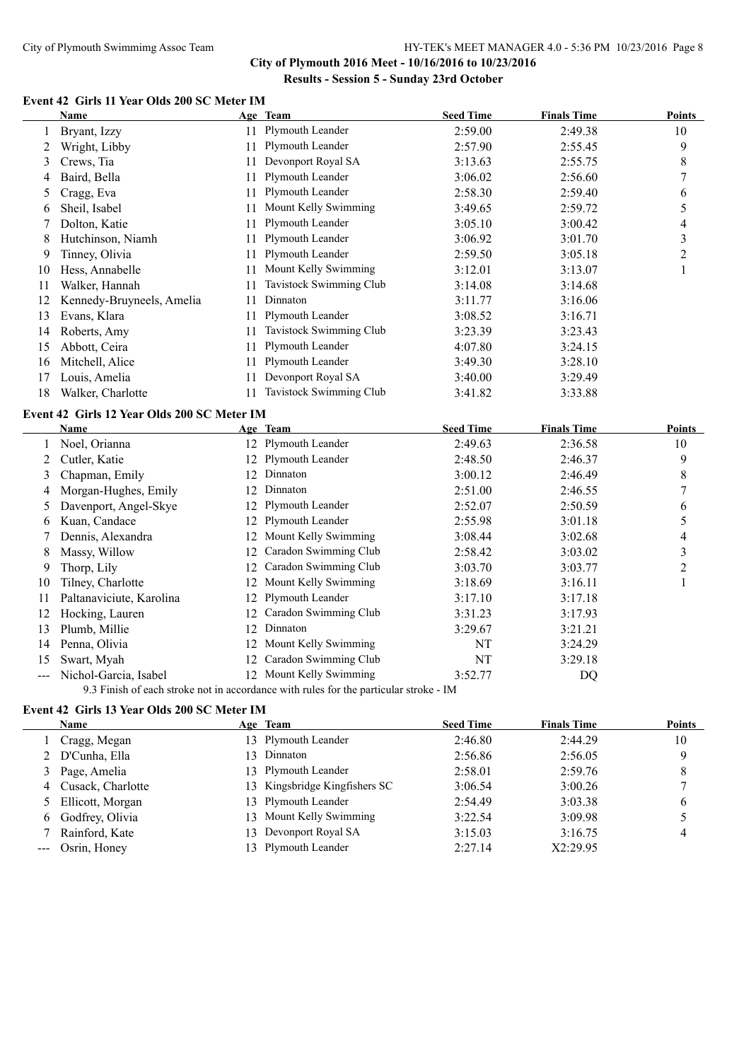**City of Plymouth 2016 Meet - 10/16/2016 to 10/23/2016**

**Results - Session 5 - Sunday 23rd October**

### Event 42 Girls 11 Year Olds 200 SC Meter IM

| | Name | Age | Team | Seed Time | Finals Time | Points |
|---|---|---|---|---|---|---|
| 1 | Bryant, Izzy | 11 | Plymouth Leander | 2:59.00 | 2:49.38 | 10 |
| 2 | Wright, Libby | 11 | Plymouth Leander | 2:57.90 | 2:55.45 | 9 |
| 3 | Crews, Tia | 11 | Devonport Royal SA | 3:13.63 | 2:55.75 | 8 |
| 4 | Baird, Bella | 11 | Plymouth Leander | 3:06.02 | 2:56.60 | 7 |
| 5 | Cragg, Eva | 11 | Plymouth Leander | 2:58.30 | 2:59.40 | 6 |
| 6 | Sheil, Isabel | 11 | Mount Kelly Swimming | 3:49.65 | 2:59.72 | 5 |
| 7 | Dolton, Katie | 11 | Plymouth Leander | 3:05.10 | 3:00.42 | 4 |
| 8 | Hutchinson, Niamh | 11 | Plymouth Leander | 3:06.92 | 3:01.70 | 3 |
| 9 | Tinney, Olivia | 11 | Plymouth Leander | 2:59.50 | 3:05.18 | 2 |
| 10 | Hess, Annabelle | 11 | Mount Kelly Swimming | 3:12.01 | 3:13.07 | 1 |
| 11 | Walker, Hannah | 11 | Tavistock Swimming Club | 3:14.08 | 3:14.68 | |
| 12 | Kennedy-Bruyneels, Amelia | 11 | Dinnaton | 3:11.77 | 3:16.06 | |
| 13 | Evans, Klara | 11 | Plymouth Leander | 3:08.52 | 3:16.71 | |
| 14 | Roberts, Amy | 11 | Tavistock Swimming Club | 3:23.39 | 3:23.43 | |
| 15 | Abbott, Ceira | 11 | Plymouth Leander | 4:07.80 | 3:24.15 | |
| 16 | Mitchell, Alice | 11 | Plymouth Leander | 3:49.30 | 3:28.10 | |
| 17 | Louis, Amelia | 11 | Devonport Royal SA | 3:40.00 | 3:29.49 | |
| 18 | Walker, Charlotte | 11 | Tavistock Swimming Club | 3:41.82 | 3:33.88 | |

### Event 42 Girls 12 Year Olds 200 SC Meter IM

| | Name | Age | Team | Seed Time | Finals Time | Points |
|---|---|---|---|---|---|---|
| 1 | Noel, Orianna | 12 | Plymouth Leander | 2:49.63 | 2:36.58 | 10 |
| 2 | Cutler, Katie | 12 | Plymouth Leander | 2:48.50 | 2:46.37 | 9 |
| 3 | Chapman, Emily | 12 | Dinnaton | 3:00.12 | 2:46.49 | 8 |
| 4 | Morgan-Hughes, Emily | 12 | Dinnaton | 2:51.00 | 2:46.55 | 7 |
| 5 | Davenport, Angel-Skye | 12 | Plymouth Leander | 2:52.07 | 2:50.59 | 6 |
| 6 | Kuan, Candace | 12 | Plymouth Leander | 2:55.98 | 3:01.18 | 5 |
| 7 | Dennis, Alexandra | 12 | Mount Kelly Swimming | 3:08.44 | 3:02.68 | 4 |
| 8 | Massy, Willow | 12 | Caradon Swimming Club | 2:58.42 | 3:03.02 | 3 |
| 9 | Thorp, Lily | 12 | Caradon Swimming Club | 3:03.70 | 3:03.77 | 2 |
| 10 | Tilney, Charlotte | 12 | Mount Kelly Swimming | 3:18.69 | 3:16.11 | 1 |
| 11 | Paltanaviciute, Karolina | 12 | Plymouth Leander | 3:17.10 | 3:17.18 | |
| 12 | Hocking, Lauren | 12 | Caradon Swimming Club | 3:31.23 | 3:17.93 | |
| 13 | Plumb, Millie | 12 | Dinnaton | 3:29.67 | 3:21.21 | |
| 14 | Penna, Olivia | 12 | Mount Kelly Swimming | NT | 3:24.29 | |
| 15 | Swart, Myah | 12 | Caradon Swimming Club | NT | 3:29.18 | |
| --- | Nichol-Garcia, Isabel | 12 | Mount Kelly Swimming | 3:52.77 | DQ | |

9.3 Finish of each stroke not in accordance with rules for the particular stroke - IM

### Event 42 Girls 13 Year Olds 200 SC Meter IM

| | Name | Age | Team | Seed Time | Finals Time | Points |
|---|---|---|---|---|---|---|
| 1 | Cragg, Megan | 13 | Plymouth Leander | 2:46.80 | 2:44.29 | 10 |
| 2 | D'Cunha, Ella | 13 | Dinnaton | 2:56.86 | 2:56.05 | 9 |
| 3 | Page, Amelia | 13 | Plymouth Leander | 2:58.01 | 2:59.76 | 8 |
| 4 | Cusack, Charlotte | 13 | Kingsbridge Kingfishers SC | 3:06.54 | 3:00.26 | 7 |
| 5 | Ellicott, Morgan | 13 | Plymouth Leander | 2:54.49 | 3:03.38 | 6 |
| 6 | Godfrey, Olivia | 13 | Mount Kelly Swimming | 3:22.54 | 3:09.98 | 5 |
| 7 | Rainford, Kate | 13 | Devonport Royal SA | 3:15.03 | 3:16.75 | 4 |
| --- | Osrin, Honey | 13 | Plymouth Leander | 2:27.14 | X2:29.95 | |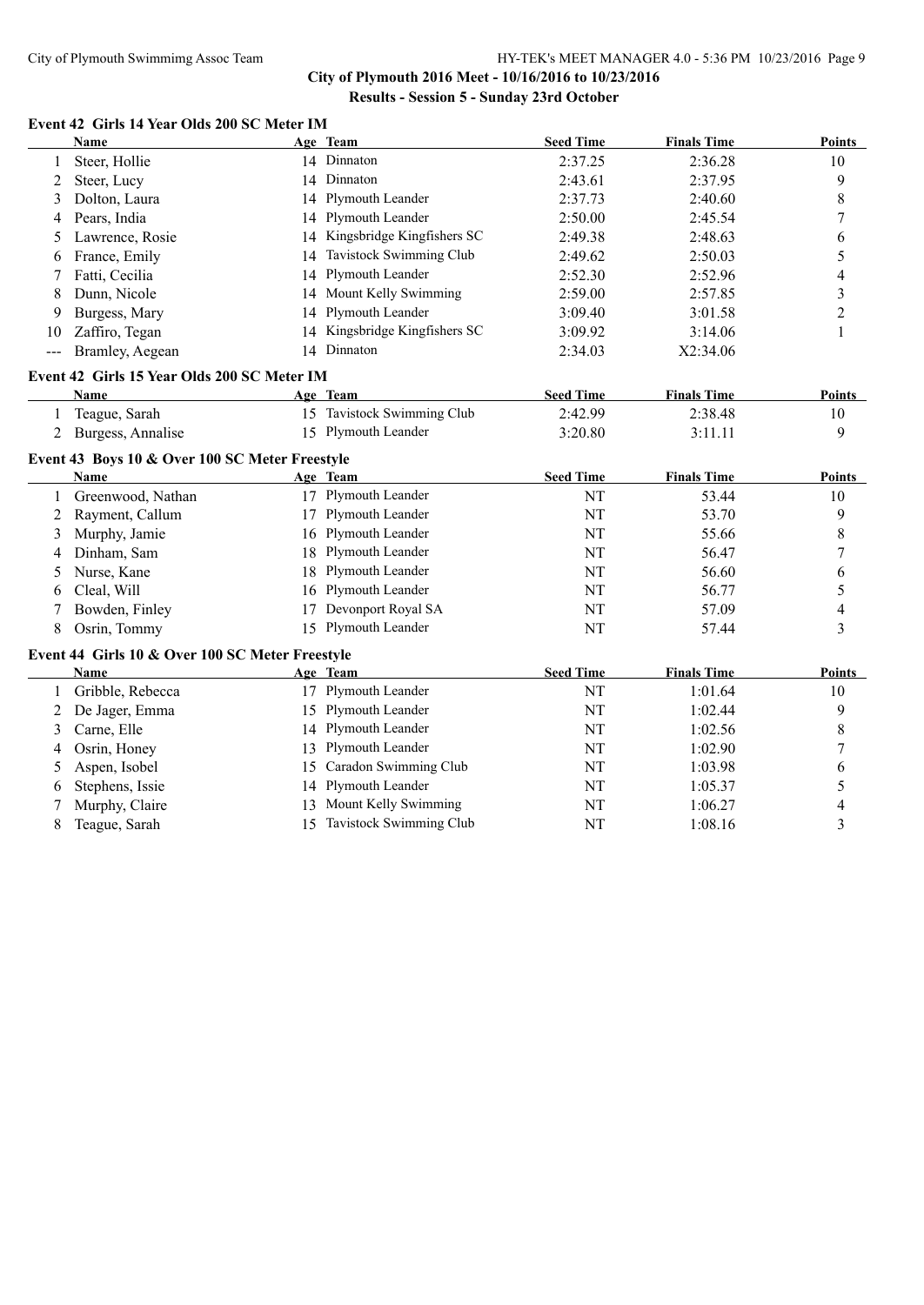**City of Plymouth 2016 Meet - 10/16/2016 to 10/23/2016**

**Results - Session 5 - Sunday 23rd October**

### Event 42 Girls 14 Year Olds 200 SC Meter IM

| | Name | Age | Team | Seed Time | Finals Time | Points |
|---|---|---|---|---|---|---|
| 1 | Steer, Hollie | 14 | Dinnaton | 2:37.25 | 2:36.28 | 10 |
| 2 | Steer, Lucy | 14 | Dinnaton | 2:43.61 | 2:37.95 | 9 |
| 3 | Dolton, Laura | 14 | Plymouth Leander | 2:37.73 | 2:40.60 | 8 |
| 4 | Pears, India | 14 | Plymouth Leander | 2:50.00 | 2:45.54 | 7 |
| 5 | Lawrence, Rosie | 14 | Kingsbridge Kingfishers SC | 2:49.38 | 2:48.63 | 6 |
| 6 | France, Emily | 14 | Tavistock Swimming Club | 2:49.62 | 2:50.03 | 5 |
| 7 | Fatti, Cecilia | 14 | Plymouth Leander | 2:52.30 | 2:52.96 | 4 |
| 8 | Dunn, Nicole | 14 | Mount Kelly Swimming | 2:59.00 | 2:57.85 | 3 |
| 9 | Burgess, Mary | 14 | Plymouth Leander | 3:09.40 | 3:01.58 | 2 |
| 10 | Zaffiro, Tegan | 14 | Kingsbridge Kingfishers SC | 3:09.92 | 3:14.06 | 1 |
| --- | Bramley, Aegean | 14 | Dinnaton | 2:34.03 | X2:34.06 | |

### Event 42 Girls 15 Year Olds 200 SC Meter IM

| | Name | Age | Team | Seed Time | Finals Time | Points |
|---|---|---|---|---|---|---|
| 1 | Teague, Sarah | 15 | Tavistock Swimming Club | 2:42.99 | 2:38.48 | 10 |
| 2 | Burgess, Annalise | 15 | Plymouth Leander | 3:20.80 | 3:11.11 | 9 |

### Event 43 Boys 10 & Over 100 SC Meter Freestyle

| | Name | Age | Team | Seed Time | Finals Time | Points |
|---|---|---|---|---|---|---|
| 1 | Greenwood, Nathan | 17 | Plymouth Leander | NT | 53.44 | 10 |
| 2 | Rayment, Callum | 17 | Plymouth Leander | NT | 53.70 | 9 |
| 3 | Murphy, Jamie | 16 | Plymouth Leander | NT | 55.66 | 8 |
| 4 | Dinham, Sam | 18 | Plymouth Leander | NT | 56.47 | 7 |
| 5 | Nurse, Kane | 18 | Plymouth Leander | NT | 56.60 | 6 |
| 6 | Cleal, Will | 16 | Plymouth Leander | NT | 56.77 | 5 |
| 7 | Bowden, Finley | 17 | Devonport Royal SA | NT | 57.09 | 4 |
| 8 | Osrin, Tommy | 15 | Plymouth Leander | NT | 57.44 | 3 |

### Event 44 Girls 10 & Over 100 SC Meter Freestyle

| | Name | Age | Team | Seed Time | Finals Time | Points |
|---|---|---|---|---|---|---|
| 1 | Gribble, Rebecca | 17 | Plymouth Leander | NT | 1:01.64 | 10 |
| 2 | De Jager, Emma | 15 | Plymouth Leander | NT | 1:02.44 | 9 |
| 3 | Carne, Elle | 14 | Plymouth Leander | NT | 1:02.56 | 8 |
| 4 | Osrin, Honey | 13 | Plymouth Leander | NT | 1:02.90 | 7 |
| 5 | Aspen, Isobel | 15 | Caradon Swimming Club | NT | 1:03.98 | 6 |
| 6 | Stephens, Issie | 14 | Plymouth Leander | NT | 1:05.37 | 5 |
| 7 | Murphy, Claire | 13 | Mount Kelly Swimming | NT | 1:06.27 | 4 |
| 8 | Teague, Sarah | 15 | Tavistock Swimming Club | NT | 1:08.16 | 3 |